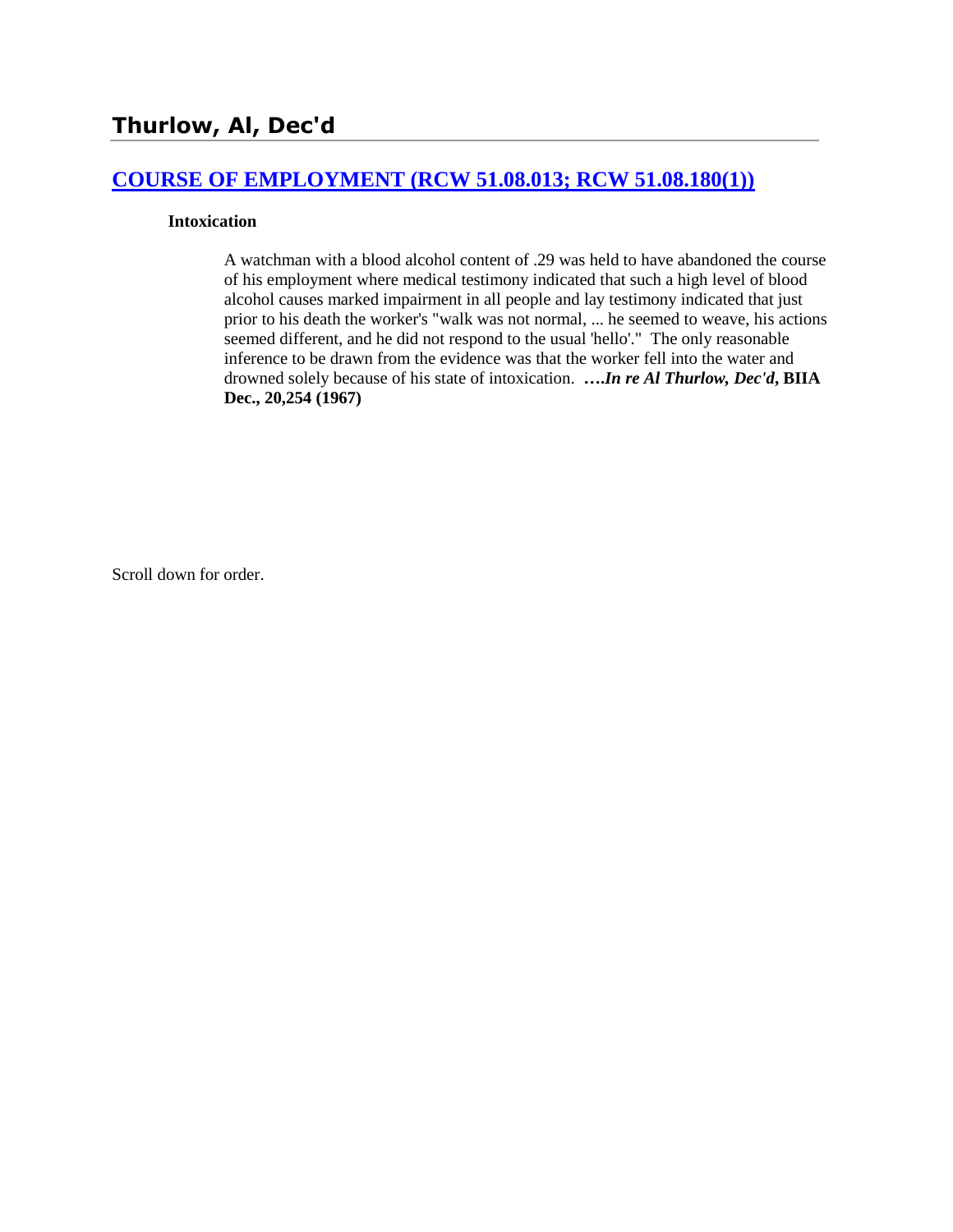# Thurlow, Al, Dec'd

## [COURSE OF EMPLOYMENT (RCW 51.08.013; RCW 51.08.180(1))]

**Intoxication**

A watchman with a blood alcohol content of .29 was held to have abandoned the course of his employment where medical testimony indicated that such a high level of blood alcohol causes marked impairment in all people and lay testimony indicated that just prior to his death the worker's "walk was not normal, ... he seemed to weave, his actions seemed different, and he did not respond to the usual 'hello'." The only reasonable inference to be drawn from the evidence was that the worker fell into the water and drowned solely because of his state of intoxication. ***….In re Al Thurlow, Dec'd*, BIIA Dec., 20,254 (1967)**

Scroll down for order.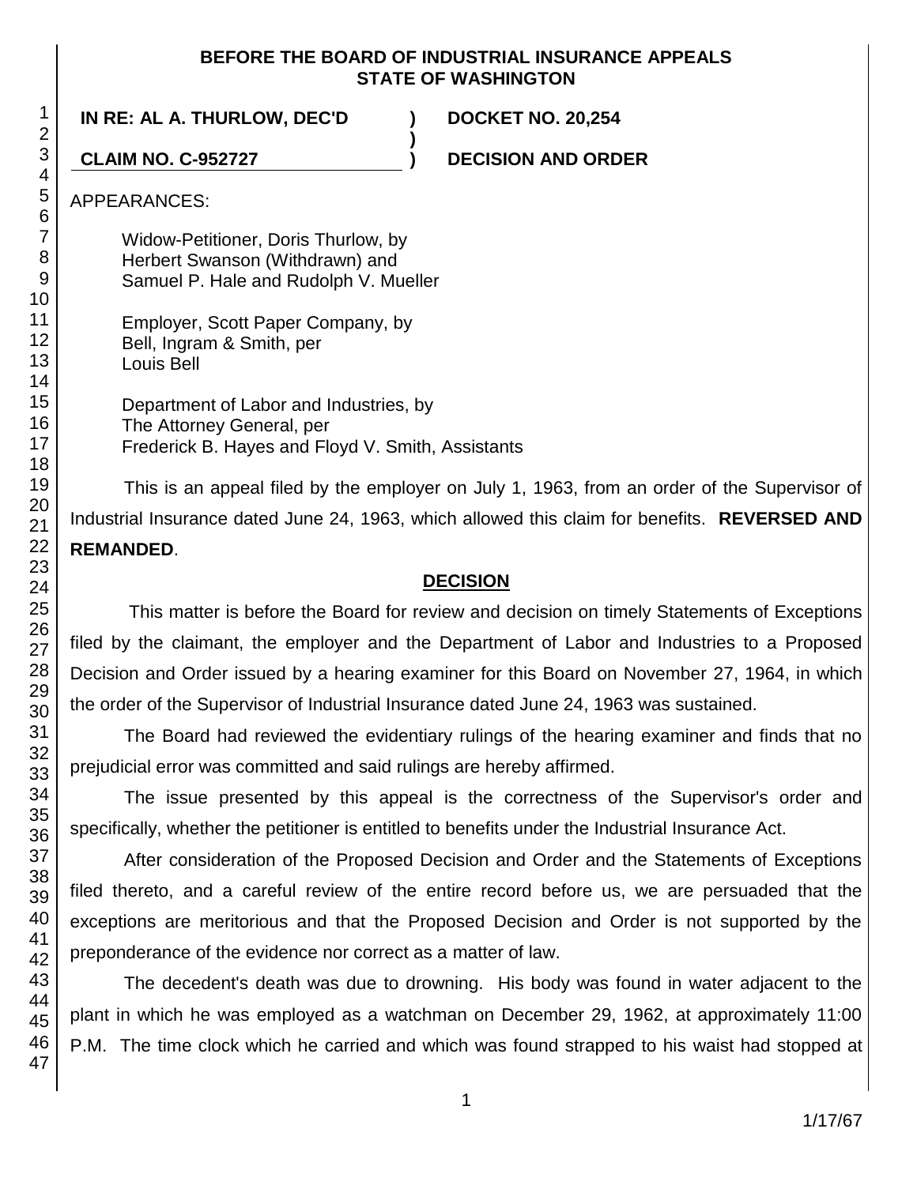**BEFORE THE BOARD OF INDUSTRIAL INSURANCE APPEALS**
**STATE OF WASHINGTON**

**IN RE: AL A. THURLOW, DEC'D** ) **DOCKET NO. 20,254**
)
**CLAIM NO. C-952727** ) **DECISION AND ORDER**

APPEARANCES:

Widow-Petitioner, Doris Thurlow, by
Herbert Swanson (Withdrawn) and
Samuel P. Hale and Rudolph V. Mueller

Employer, Scott Paper Company, by
Bell, Ingram & Smith, per
Louis Bell

Department of Labor and Industries, by
The Attorney General, per
Frederick B. Hayes and Floyd V. Smith, Assistants

This is an appeal filed by the employer on July 1, 1963, from an order of the Supervisor of Industrial Insurance dated June 24, 1963, which allowed this claim for benefits. **REVERSED AND REMANDED**.

## DECISION

This matter is before the Board for review and decision on timely Statements of Exceptions filed by the claimant, the employer and the Department of Labor and Industries to a Proposed Decision and Order issued by a hearing examiner for this Board on November 27, 1964, in which the order of the Supervisor of Industrial Insurance dated June 24, 1963 was sustained.

The Board had reviewed the evidentiary rulings of the hearing examiner and finds that no prejudicial error was committed and said rulings are hereby affirmed.

The issue presented by this appeal is the correctness of the Supervisor's order and specifically, whether the petitioner is entitled to benefits under the Industrial Insurance Act.

After consideration of the Proposed Decision and Order and the Statements of Exceptions filed thereto, and a careful review of the entire record before us, we are persuaded that the exceptions are meritorious and that the Proposed Decision and Order is not supported by the preponderance of the evidence nor correct as a matter of law.

The decedent's death was due to drowning. His body was found in water adjacent to the plant in which he was employed as a watchman on December 29, 1962, at approximately 11:00 P.M. The time clock which he carried and which was found strapped to his waist had stopped at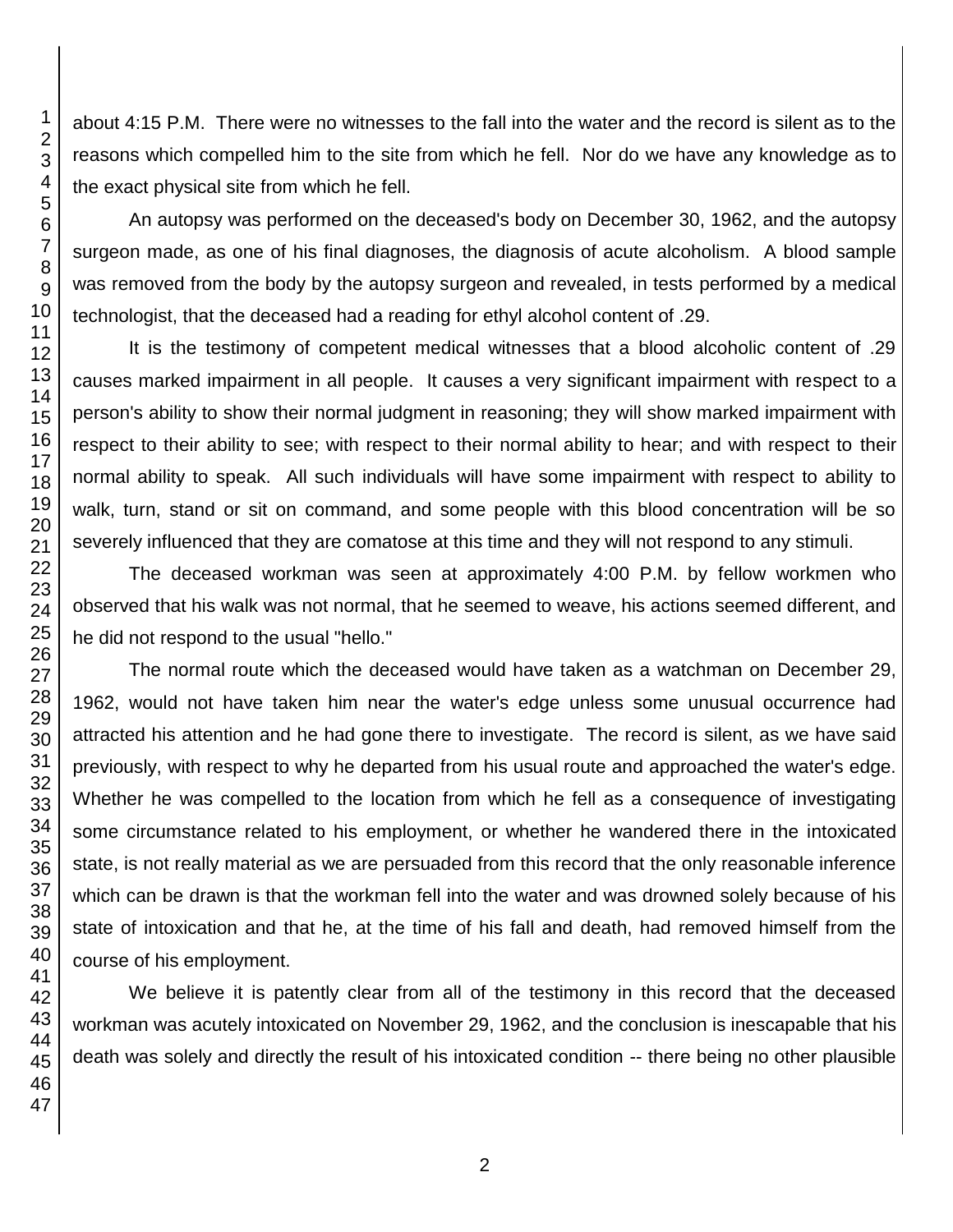about 4:15 P.M. There were no witnesses to the fall into the water and the record is silent as to the reasons which compelled him to the site from which he fell. Nor do we have any knowledge as to the exact physical site from which he fell.

An autopsy was performed on the deceased's body on December 30, 1962, and the autopsy surgeon made, as one of his final diagnoses, the diagnosis of acute alcoholism. A blood sample was removed from the body by the autopsy surgeon and revealed, in tests performed by a medical technologist, that the deceased had a reading for ethyl alcohol content of .29.

It is the testimony of competent medical witnesses that a blood alcoholic content of .29 causes marked impairment in all people. It causes a very significant impairment with respect to a person's ability to show their normal judgment in reasoning; they will show marked impairment with respect to their ability to see; with respect to their normal ability to hear; and with respect to their normal ability to speak. All such individuals will have some impairment with respect to ability to walk, turn, stand or sit on command, and some people with this blood concentration will be so severely influenced that they are comatose at this time and they will not respond to any stimuli.

The deceased workman was seen at approximately 4:00 P.M. by fellow workmen who observed that his walk was not normal, that he seemed to weave, his actions seemed different, and he did not respond to the usual "hello."

The normal route which the deceased would have taken as a watchman on December 29, 1962, would not have taken him near the water's edge unless some unusual occurrence had attracted his attention and he had gone there to investigate. The record is silent, as we have said previously, with respect to why he departed from his usual route and approached the water's edge. Whether he was compelled to the location from which he fell as a consequence of investigating some circumstance related to his employment, or whether he wandered there in the intoxicated state, is not really material as we are persuaded from this record that the only reasonable inference which can be drawn is that the workman fell into the water and was drowned solely because of his state of intoxication and that he, at the time of his fall and death, had removed himself from the course of his employment.

We believe it is patently clear from all of the testimony in this record that the deceased workman was acutely intoxicated on November 29, 1962, and the conclusion is inescapable that his death was solely and directly the result of his intoxicated condition -- there being no other plausible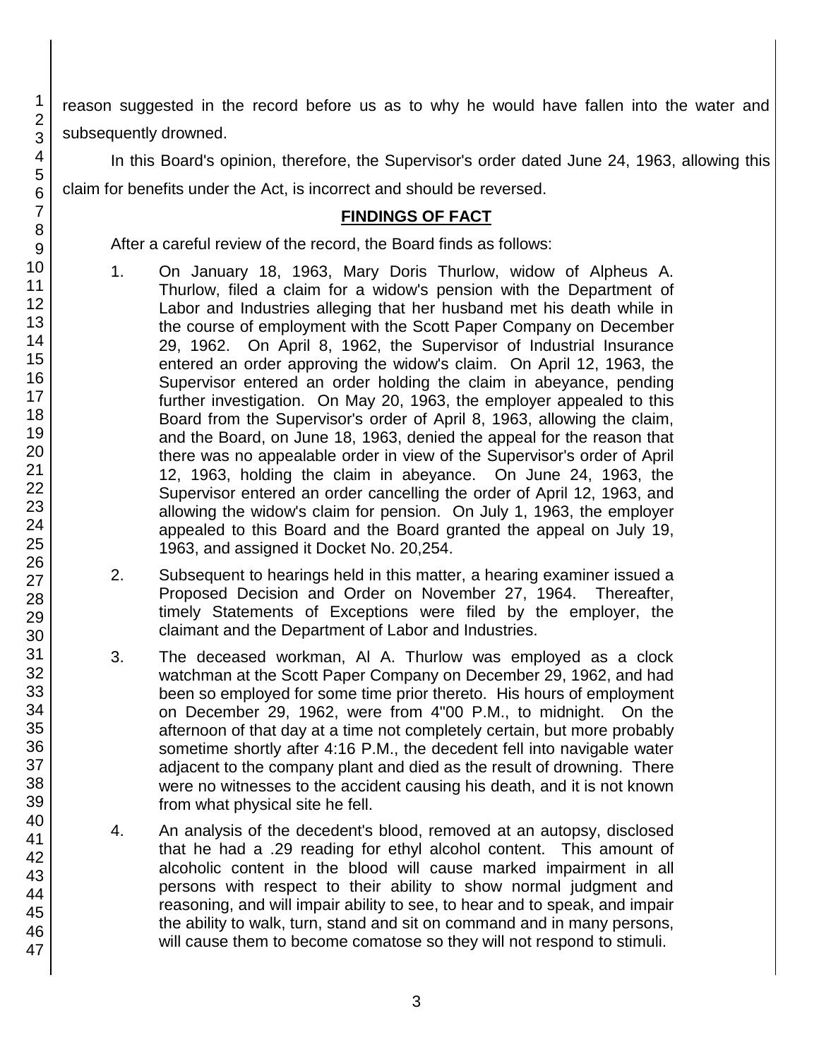reason suggested in the record before us as to why he would have fallen into the water and subsequently drowned.

In this Board's opinion, therefore, the Supervisor's order dated June 24, 1963, allowing this claim for benefits under the Act, is incorrect and should be reversed.

## FINDINGS OF FACT

After a careful review of the record, the Board finds as follows:

1. On January 18, 1963, Mary Doris Thurlow, widow of Alpheus A. Thurlow, filed a claim for a widow's pension with the Department of Labor and Industries alleging that her husband met his death while in the course of employment with the Scott Paper Company on December 29, 1962. On April 8, 1962, the Supervisor of Industrial Insurance entered an order approving the widow's claim. On April 12, 1963, the Supervisor entered an order holding the claim in abeyance, pending further investigation. On May 20, 1963, the employer appealed to this Board from the Supervisor's order of April 8, 1963, allowing the claim, and the Board, on June 18, 1963, denied the appeal for the reason that there was no appealable order in view of the Supervisor's order of April 12, 1963, holding the claim in abeyance. On June 24, 1963, the Supervisor entered an order cancelling the order of April 12, 1963, and allowing the widow's claim for pension. On July 1, 1963, the employer appealed to this Board and the Board granted the appeal on July 19, 1963, and assigned it Docket No. 20,254.

2. Subsequent to hearings held in this matter, a hearing examiner issued a Proposed Decision and Order on November 27, 1964. Thereafter, timely Statements of Exceptions were filed by the employer, the claimant and the Department of Labor and Industries.

3. The deceased workman, Al A. Thurlow was employed as a clock watchman at the Scott Paper Company on December 29, 1962, and had been so employed for some time prior thereto. His hours of employment on December 29, 1962, were from 4"00 P.M., to midnight. On the afternoon of that day at a time not completely certain, but more probably sometime shortly after 4:16 P.M., the decedent fell into navigable water adjacent to the company plant and died as the result of drowning. There were no witnesses to the accident causing his death, and it is not known from what physical site he fell.

4. An analysis of the decedent's blood, removed at an autopsy, disclosed that he had a .29 reading for ethyl alcohol content. This amount of alcoholic content in the blood will cause marked impairment in all persons with respect to their ability to show normal judgment and reasoning, and will impair ability to see, to hear and to speak, and impair the ability to walk, turn, stand and sit on command and in many persons, will cause them to become comatose so they will not respond to stimuli.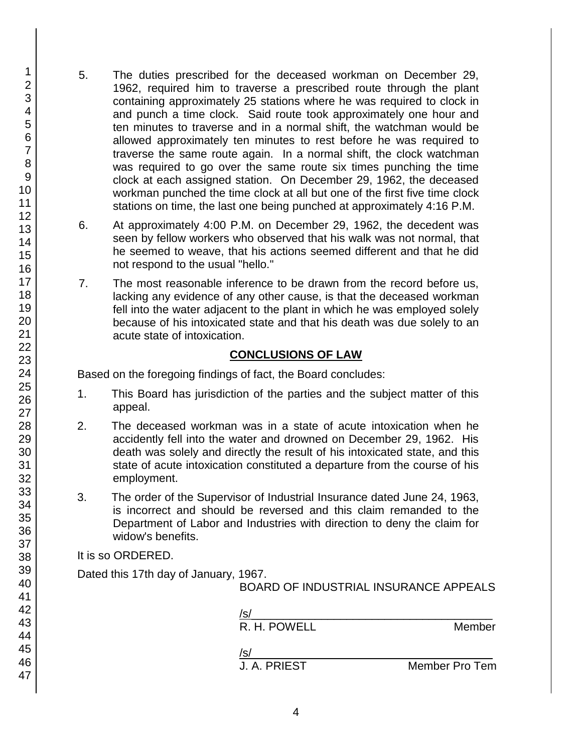5. The duties prescribed for the deceased workman on December 29, 1962, required him to traverse a prescribed route through the plant containing approximately 25 stations where he was required to clock in and punch a time clock. Said route took approximately one hour and ten minutes to traverse and in a normal shift, the watchman would be allowed approximately ten minutes to rest before he was required to traverse the same route again. In a normal shift, the clock watchman was required to go over the same route six times punching the time clock at each assigned station. On December 29, 1962, the deceased workman punched the time clock at all but one of the first five time clock stations on time, the last one being punched at approximately 4:16 P.M.

6. At approximately 4:00 P.M. on December 29, 1962, the decedent was seen by fellow workers who observed that his walk was not normal, that he seemed to weave, that his actions seemed different and that he did not respond to the usual "hello."

7. The most reasonable inference to be drawn from the record before us, lacking any evidence of any other cause, is that the deceased workman fell into the water adjacent to the plant in which he was employed solely because of his intoxicated state and that his death was due solely to an acute state of intoxication.

## CONCLUSIONS OF LAW

Based on the foregoing findings of fact, the Board concludes:

1. This Board has jurisdiction of the parties and the subject matter of this appeal.

2. The deceased workman was in a state of acute intoxication when he accidently fell into the water and drowned on December 29, 1962. His death was solely and directly the result of his intoxicated state, and this state of acute intoxication constituted a departure from the course of his employment.

3. The order of the Supervisor of Industrial Insurance dated June 24, 1963, is incorrect and should be reversed and this claim remanded to the Department of Labor and Industries with direction to deny the claim for widow's benefits.

It is so ORDERED.

Dated this 17th day of January, 1967.

BOARD OF INDUSTRIAL INSURANCE APPEALS

/s/
R. H. POWELL Member

/s/
J. A. PRIEST Member Pro Tem